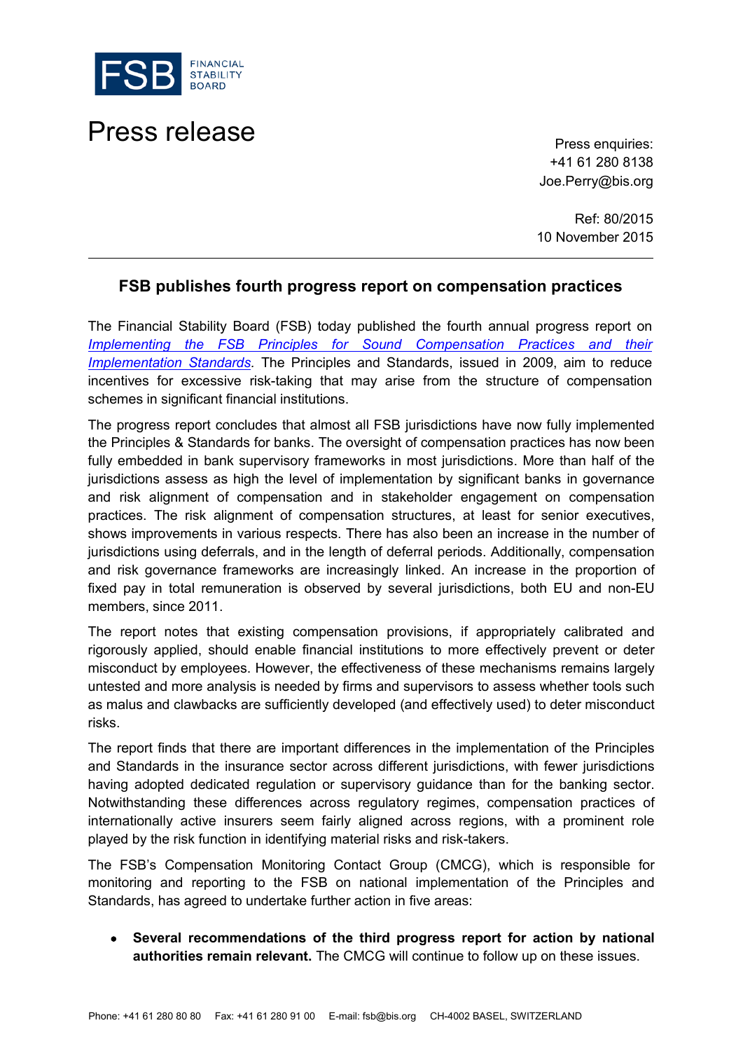FSB FINANCIAL STABILITY BOARD

# Press release

Press enquiries:
+41 61 280 8138
Joe.Perry@bis.org

Ref: 80/2015
10 November 2015

## FSB publishes fourth progress report on compensation practices

The Financial Stability Board (FSB) today published the fourth annual progress report on *Implementing the FSB Principles for Sound Compensation Practices and their Implementation Standards.* The Principles and Standards, issued in 2009, aim to reduce incentives for excessive risk-taking that may arise from the structure of compensation schemes in significant financial institutions.

The progress report concludes that almost all FSB jurisdictions have now fully implemented the Principles & Standards for banks. The oversight of compensation practices has now been fully embedded in bank supervisory frameworks in most jurisdictions. More than half of the jurisdictions assess as high the level of implementation by significant banks in governance and risk alignment of compensation and in stakeholder engagement on compensation practices. The risk alignment of compensation structures, at least for senior executives, shows improvements in various respects. There has also been an increase in the number of jurisdictions using deferrals, and in the length of deferral periods. Additionally, compensation and risk governance frameworks are increasingly linked. An increase in the proportion of fixed pay in total remuneration is observed by several jurisdictions, both EU and non-EU members, since 2011.

The report notes that existing compensation provisions, if appropriately calibrated and rigorously applied, should enable financial institutions to more effectively prevent or deter misconduct by employees. However, the effectiveness of these mechanisms remains largely untested and more analysis is needed by firms and supervisors to assess whether tools such as malus and clawbacks are sufficiently developed (and effectively used) to deter misconduct risks.

The report finds that there are important differences in the implementation of the Principles and Standards in the insurance sector across different jurisdictions, with fewer jurisdictions having adopted dedicated regulation or supervisory guidance than for the banking sector. Notwithstanding these differences across regulatory regimes, compensation practices of internationally active insurers seem fairly aligned across regions, with a prominent role played by the risk function in identifying material risks and risk-takers.

The FSB's Compensation Monitoring Contact Group (CMCG), which is responsible for monitoring and reporting to the FSB on national implementation of the Principles and Standards, has agreed to undertake further action in five areas:

- **Several recommendations of the third progress report for action by national authorities remain relevant.** The CMCG will continue to follow up on these issues.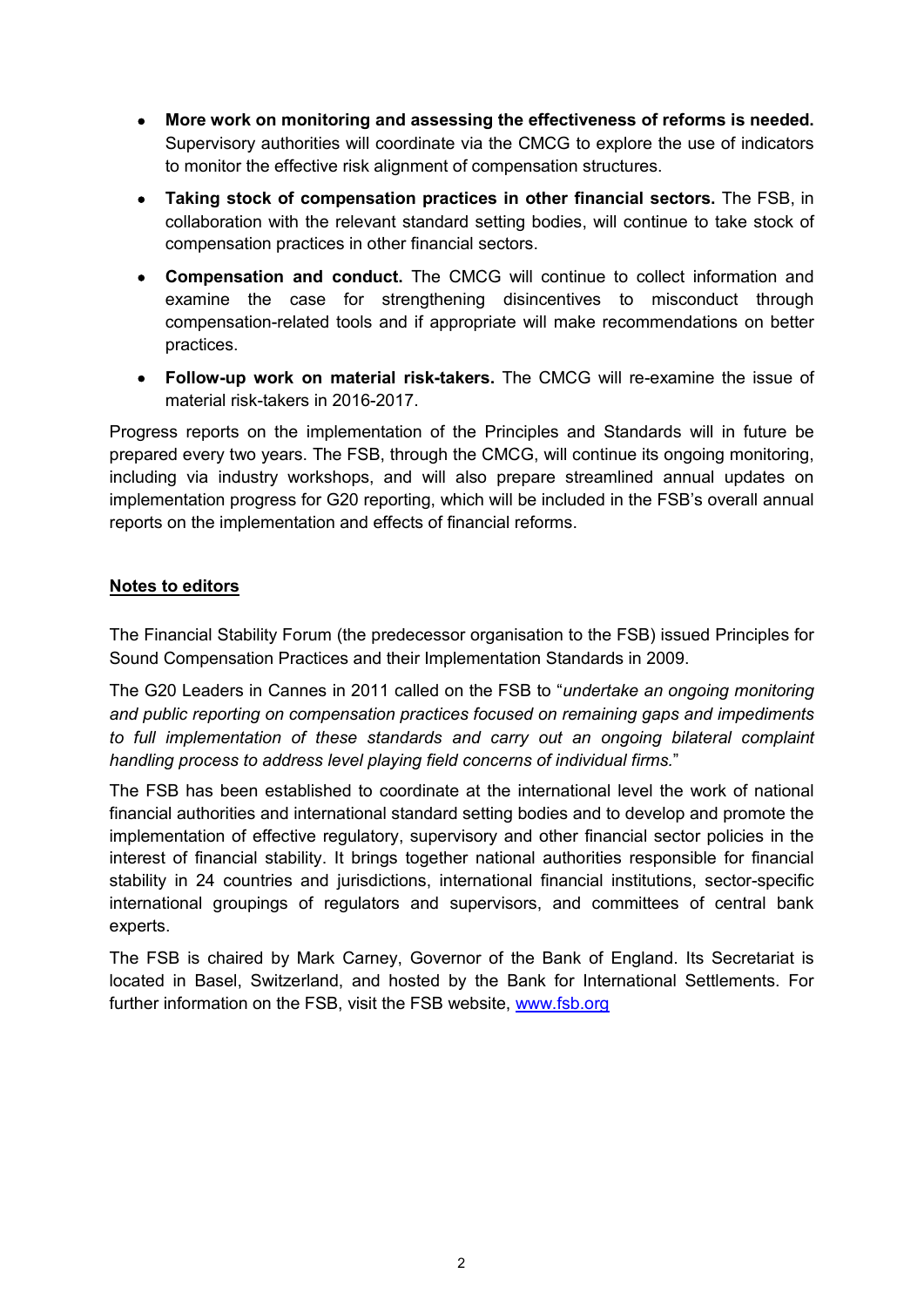- **More work on monitoring and assessing the effectiveness of reforms is needed.** Supervisory authorities will coordinate via the CMCG to explore the use of indicators to monitor the effective risk alignment of compensation structures.
- **Taking stock of compensation practices in other financial sectors.** The FSB, in collaboration with the relevant standard setting bodies, will continue to take stock of compensation practices in other financial sectors.
- **Compensation and conduct.** The CMCG will continue to collect information and examine the case for strengthening disincentives to misconduct through compensation-related tools and if appropriate will make recommendations on better practices.
- **Follow-up work on material risk-takers.** The CMCG will re-examine the issue of material risk-takers in 2016-2017.

Progress reports on the implementation of the Principles and Standards will in future be prepared every two years. The FSB, through the CMCG, will continue its ongoing monitoring, including via industry workshops, and will also prepare streamlined annual updates on implementation progress for G20 reporting, which will be included in the FSB's overall annual reports on the implementation and effects of financial reforms.

**Notes to editors**

The Financial Stability Forum (the predecessor organisation to the FSB) issued Principles for Sound Compensation Practices and their Implementation Standards in 2009.

The G20 Leaders in Cannes in 2011 called on the FSB to "*undertake an ongoing monitoring and public reporting on compensation practices focused on remaining gaps and impediments to full implementation of these standards and carry out an ongoing bilateral complaint handling process to address level playing field concerns of individual firms.*"

The FSB has been established to coordinate at the international level the work of national financial authorities and international standard setting bodies and to develop and promote the implementation of effective regulatory, supervisory and other financial sector policies in the interest of financial stability. It brings together national authorities responsible for financial stability in 24 countries and jurisdictions, international financial institutions, sector-specific international groupings of regulators and supervisors, and committees of central bank experts.

The FSB is chaired by Mark Carney, Governor of the Bank of England. Its Secretariat is located in Basel, Switzerland, and hosted by the Bank for International Settlements. For further information on the FSB, visit the FSB website, www.fsb.org